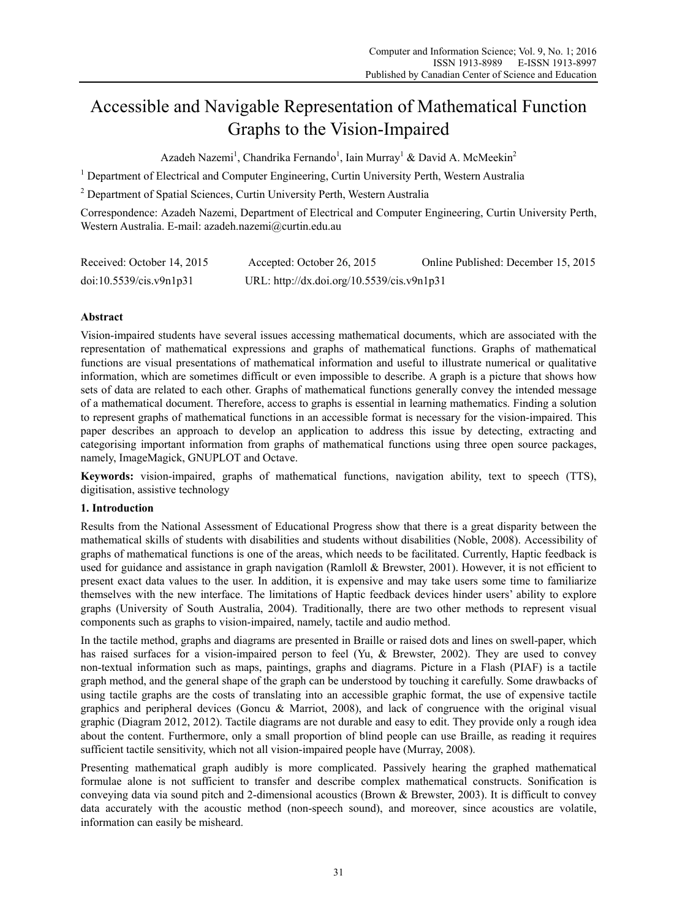# Accessible and Navigable Representation of Mathematical Function Graphs to the Vision-Impaired

Azadeh Nazemi[1], Chandrika Fernando[1], Iain Murray[1] & David A. McMeekin[2]

[1] Department of Electrical and Computer Engineering, Curtin University Perth, Western Australia

[2] Department of Spatial Sciences, Curtin University Perth, Western Australia

Correspondence: Azadeh Nazemi, Department of Electrical and Computer Engineering, Curtin University Perth, Western Australia. E-mail: azadeh.nazemi@curtin.edu.au

Received: October 14, 2015 Accepted: October 26, 2015 Online Published: December 15, 2015

doi:10.5539/cis.v9n1p31 URL: http://dx.doi.org/10.5539/cis.v9n1p31

## Abstract

Vision-impaired students have several issues accessing mathematical documents, which are associated with the representation of mathematical expressions and graphs of mathematical functions. Graphs of mathematical functions are visual presentations of mathematical information and useful to illustrate numerical or qualitative information, which are sometimes difficult or even impossible to describe. A graph is a picture that shows how sets of data are related to each other. Graphs of mathematical functions generally convey the intended message of a mathematical document. Therefore, access to graphs is essential in learning mathematics. Finding a solution to represent graphs of mathematical functions in an accessible format is necessary for the vision-impaired. This paper describes an approach to develop an application to address this issue by detecting, extracting and categorising important information from graphs of mathematical functions using three open source packages, namely, ImageMagick, GNUPLOT and Octave.

**Keywords:** vision-impaired, graphs of mathematical functions, navigation ability, text to speech (TTS), digitisation, assistive technology

## 1. Introduction

Results from the National Assessment of Educational Progress show that there is a great disparity between the mathematical skills of students with disabilities and students without disabilities (Noble, 2008). Accessibility of graphs of mathematical functions is one of the areas, which needs to be facilitated. Currently, Haptic feedback is used for guidance and assistance in graph navigation (Ramloll & Brewster, 2001). However, it is not efficient to present exact data values to the user. In addition, it is expensive and may take users some time to familiarize themselves with the new interface. The limitations of Haptic feedback devices hinder users' ability to explore graphs (University of South Australia, 2004). Traditionally, there are two other methods to represent visual components such as graphs to vision-impaired, namely, tactile and audio method.

In the tactile method, graphs and diagrams are presented in Braille or raised dots and lines on swell-paper, which has raised surfaces for a vision-impaired person to feel (Yu, & Brewster, 2002). They are used to convey non-textual information such as maps, paintings, graphs and diagrams. Picture in a Flash (PIAF) is a tactile graph method, and the general shape of the graph can be understood by touching it carefully. Some drawbacks of using tactile graphs are the costs of translating into an accessible graphic format, the use of expensive tactile graphics and peripheral devices (Goncu & Marriot, 2008), and lack of congruence with the original visual graphic (Diagram 2012, 2012). Tactile diagrams are not durable and easy to edit. They provide only a rough idea about the content. Furthermore, only a small proportion of blind people can use Braille, as reading it requires sufficient tactile sensitivity, which not all vision-impaired people have (Murray, 2008).

Presenting mathematical graph audibly is more complicated. Passively hearing the graphed mathematical formulae alone is not sufficient to transfer and describe complex mathematical constructs. Sonification is conveying data via sound pitch and 2-dimensional acoustics (Brown & Brewster, 2003). It is difficult to convey data accurately with the acoustic method (non-speech sound), and moreover, since acoustics are volatile, information can easily be misheard.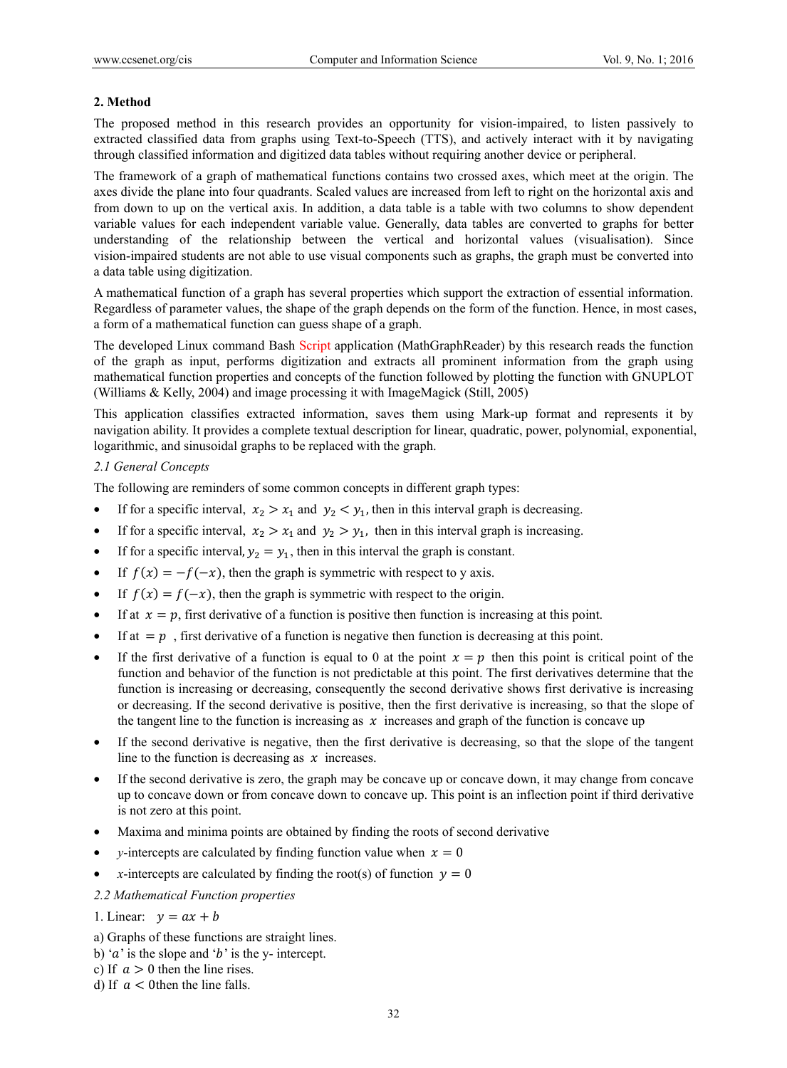## 2. Method

The proposed method in this research provides an opportunity for vision-impaired, to listen passively to extracted classified data from graphs using Text-to-Speech (TTS), and actively interact with it by navigating through classified information and digitized data tables without requiring another device or peripheral.

The framework of a graph of mathematical functions contains two crossed axes, which meet at the origin. The axes divide the plane into four quadrants. Scaled values are increased from left to right on the horizontal axis and from down to up on the vertical axis. In addition, a data table is a table with two columns to show dependent variable values for each independent variable value. Generally, data tables are converted to graphs for better understanding of the relationship between the vertical and horizontal values (visualisation). Since vision-impaired students are not able to use visual components such as graphs, the graph must be converted into a data table using digitization.

A mathematical function of a graph has several properties which support the extraction of essential information. Regardless of parameter values, the shape of the graph depends on the form of the function. Hence, in most cases, a form of a mathematical function can guess shape of a graph.

The developed Linux command Bash Script application (MathGraphReader) by this research reads the function of the graph as input, performs digitization and extracts all prominent information from the graph using mathematical function properties and concepts of the function followed by plotting the function with GNUPLOT (Williams & Kelly, 2004) and image processing it with ImageMagick (Still, 2005)

This application classifies extracted information, saves them using Mark-up format and represents it by navigation ability. It provides a complete textual description for linear, quadratic, power, polynomial, exponential, logarithmic, and sinusoidal graphs to be replaced with the graph.

### *2.1 General Concepts*

The following are reminders of some common concepts in different graph types:

- If for a specific interval, $x_2 > x_1$ and $y_2 < y_1$, then in this interval graph is decreasing.
- If for a specific interval, $x_2 > x_1$ and $y_2 > y_1$, then in this interval graph is increasing.
- If for a specific interval, $y_2 = y_1$, then in this interval the graph is constant.
- If $f(x) = -f(-x)$, then the graph is symmetric with respect to y axis.
- If $f(x) = f(-x)$, then the graph is symmetric with respect to the origin.
- If at $x = p$, first derivative of a function is positive then function is increasing at this point.
- If at $= p$ , first derivative of a function is negative then function is decreasing at this point.
- If the first derivative of a function is equal to 0 at the point $x = p$ then this point is critical point of the function and behavior of the function is not predictable at this point. The first derivatives determine that the function is increasing or decreasing, consequently the second derivative shows first derivative is increasing or decreasing. If the second derivative is positive, then the first derivative is increasing, so that the slope of the tangent line to the function is increasing as $x$ increases and graph of the function is concave up
- If the second derivative is negative, then the first derivative is decreasing, so that the slope of the tangent line to the function is decreasing as $x$ increases.
- If the second derivative is zero, the graph may be concave up or concave down, it may change from concave up to concave down or from concave down to concave up. This point is an inflection point if third derivative is not zero at this point.
- Maxima and minima points are obtained by finding the roots of second derivative
- *y*-intercepts are calculated by finding function value when $x = 0$
- *x*-intercepts are calculated by finding the root(s) of function $y = 0$

### *2.2 Mathematical Function properties*

1. Linear: $y = ax + b$

a) Graphs of these functions are straight lines.
b) '$a$' is the slope and '$b$' is the y- intercept.
c) If $a > 0$ then the line rises.
d) If $a < 0$then the line falls.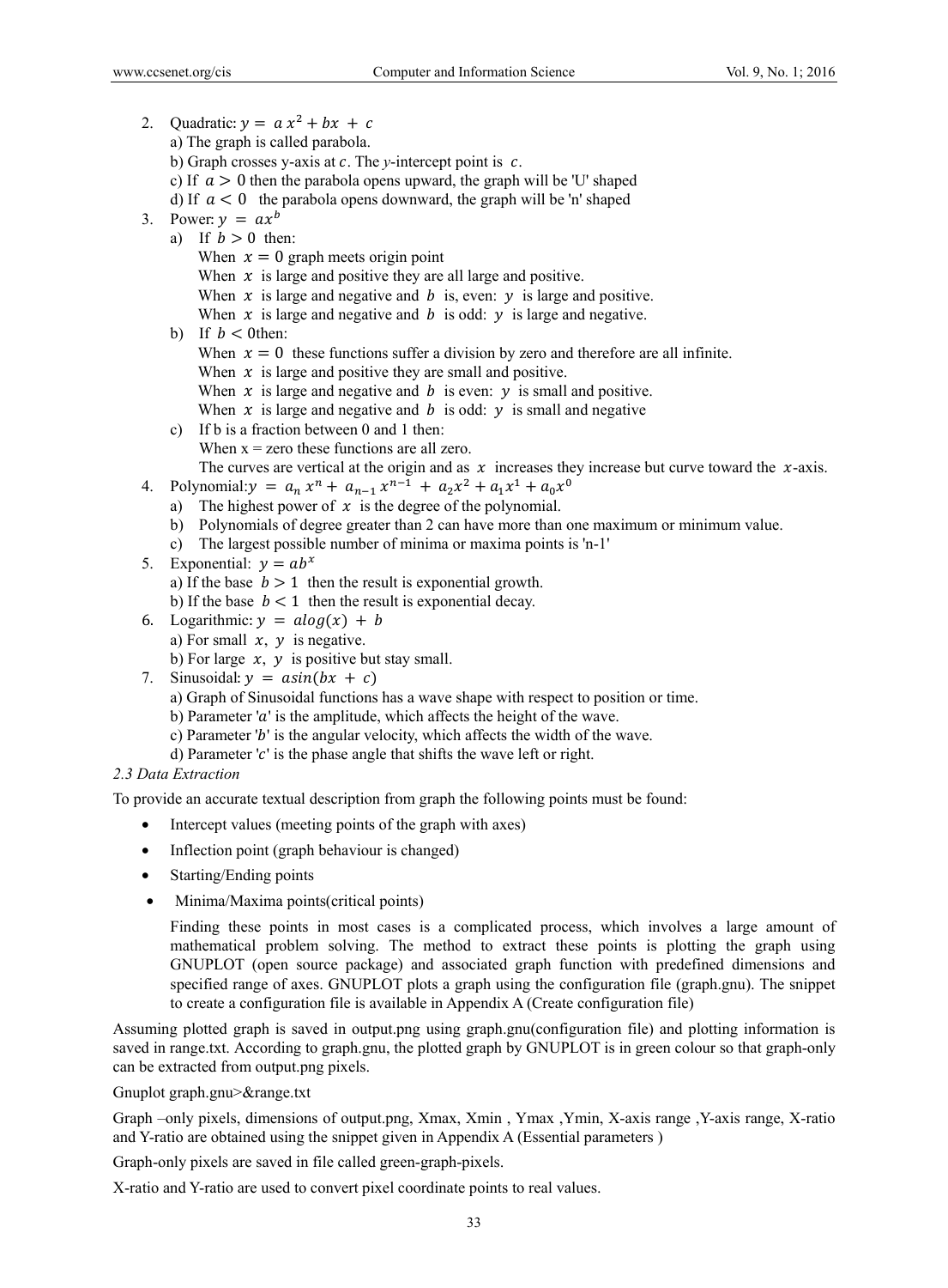2. Quadratic: $y = a x^2 + bx + c$
   a) The graph is called parabola.
   b) Graph crosses y-axis at $c$. The *y*-intercept point is $c$.
   c) If $a > 0$ then the parabola opens upward, the graph will be 'U' shaped
   d) If $a < 0$ the parabola opens downward, the graph will be 'n' shaped
3. Power: $y = ax^b$
   a) If $b > 0$ then:
      When $x = 0$ graph meets origin point
      When $x$ is large and positive they are all large and positive.
      When $x$ is large and negative and $b$ is, even: $y$ is large and positive.
      When $x$ is large and negative and $b$ is odd: $y$ is large and negative.
   b) If $b < 0$then:
      When $x = 0$ these functions suffer a division by zero and therefore are all infinite.
      When $x$ is large and positive they are small and positive.
      When $x$ is large and negative and $b$ is even: $y$ is small and positive.
      When $x$ is large and negative and $b$ is odd: $y$ is small and negative
   c) If b is a fraction between 0 and 1 then:
      When x = zero these functions are all zero.
      The curves are vertical at the origin and as $x$ increases they increase but curve toward the $x$-axis.
4. Polynomial:$y = a_n x^n + a_{n-1} x^{n-1} + a_2 x^2 + a_1 x^1 + a_0 x^0$
   a) The highest power of $x$ is the degree of the polynomial.
   b) Polynomials of degree greater than 2 can have more than one maximum or minimum value.
   c) The largest possible number of minima or maxima points is 'n-1'
5. Exponential: $y = ab^x$
   a) If the base $b > 1$ then the result is exponential growth.
   b) If the base $b < 1$ then the result is exponential decay.
6. Logarithmic: $y = alog(x) + b$
   a) For small $x$, $y$ is negative.
   b) For large $x$, $y$ is positive but stay small.
7. Sinusoidal: $y = asin(bx + c)$
   a) Graph of Sinusoidal functions has a wave shape with respect to position or time.
   b) Parameter '$a$' is the amplitude, which affects the height of the wave.
   c) Parameter '$b$' is the angular velocity, which affects the width of the wave.
   d) Parameter '$c$' is the phase angle that shifts the wave left or right.

### *2.3 Data Extraction*

To provide an accurate textual description from graph the following points must be found:

- Intercept values (meeting points of the graph with axes)
- Inflection point (graph behaviour is changed)
- Starting/Ending points
- Minima/Maxima points(critical points)

  Finding these points in most cases is a complicated process, which involves a large amount of mathematical problem solving. The method to extract these points is plotting the graph using GNUPLOT (open source package) and associated graph function with predefined dimensions and specified range of axes. GNUPLOT plots a graph using the configuration file (graph.gnu). The snippet to create a configuration file is available in Appendix A (Create configuration file)

Assuming plotted graph is saved in output.png using graph.gnu(configuration file) and plotting information is saved in range.txt. According to graph.gnu, the plotted graph by GNUPLOT is in green colour so that graph-only can be extracted from output.png pixels.

Gnuplot graph.gnu>&range.txt

Graph –only pixels, dimensions of output.png, Xmax, Xmin , Ymax ,Ymin, X-axis range ,Y-axis range, X-ratio and Y-ratio are obtained using the snippet given in Appendix A (Essential parameters )

Graph-only pixels are saved in file called green-graph-pixels.

X-ratio and Y-ratio are used to convert pixel coordinate points to real values.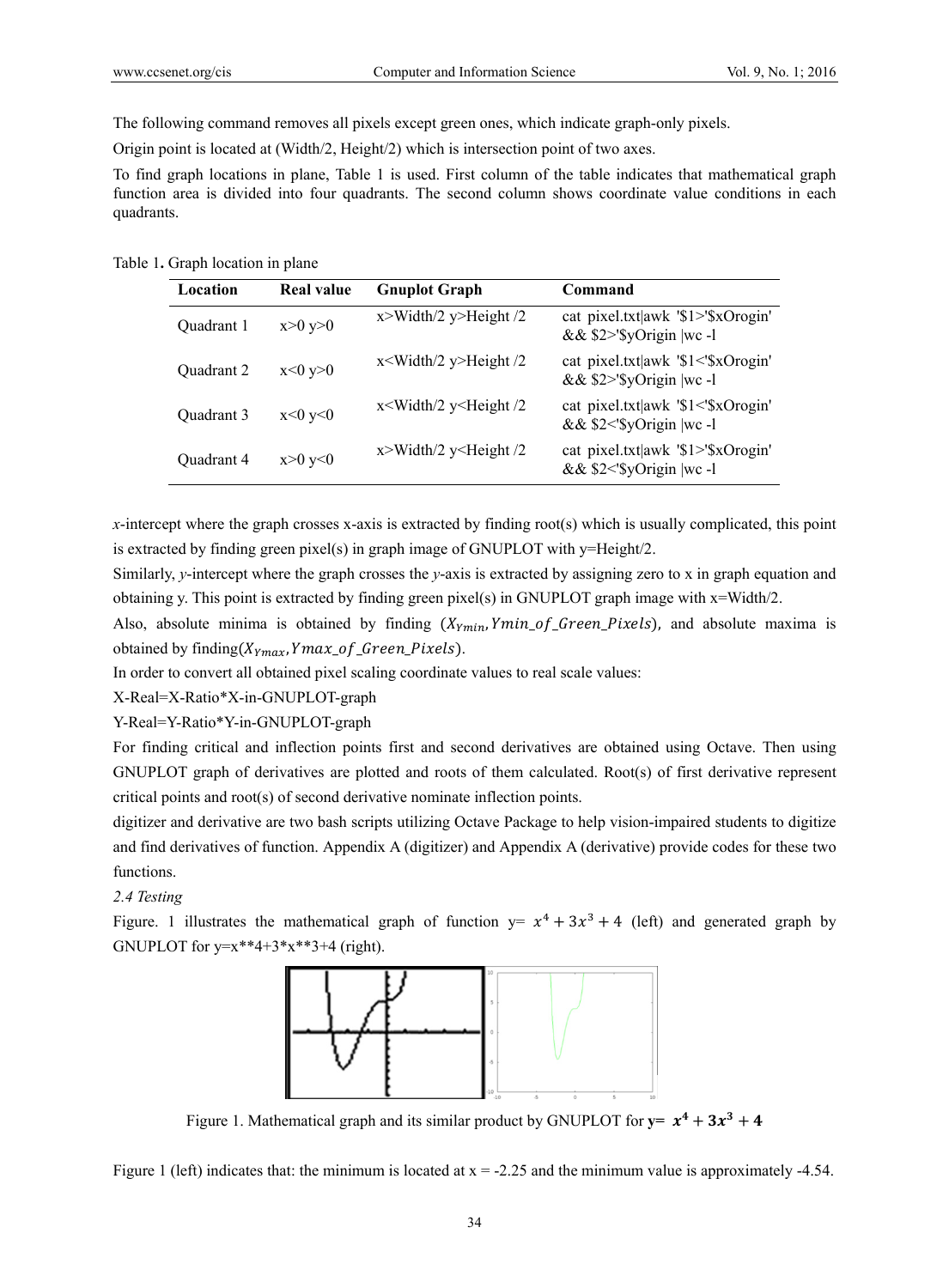The following command removes all pixels except green ones, which indicate graph-only pixels.

Origin point is located at (Width/2, Height/2) which is intersection point of two axes.

To find graph locations in plane, Table 1 is used. First column of the table indicates that mathematical graph function area is divided into four quadrants. The second column shows coordinate value conditions in each quadrants.

Table 1**.** Graph location in plane

| Location | Real value | Gnuplot Graph | Command |
|---|---|---|---|
| Quadrant 1 | x>0 y>0 | x>Width/2 y>Height /2 | cat pixel.txt\|awk '$1>'$xOrogin' && $2>'$yOrigin \|wc -l |
| Quadrant 2 | x<0 y>0 | x<Width/2 y>Height /2 | cat pixel.txt\|awk '$1<'$xOrogin' && $2>'$yOrigin \|wc -l |
| Quadrant 3 | x<0 y<0 | x<Width/2 y<Height /2 | cat pixel.txt\|awk '$1<'$xOrogin' && $2<'$yOrigin \|wc -l |
| Quadrant 4 | x>0 y<0 | x>Width/2 y<Height /2 | cat pixel.txt\|awk '$1>'$xOrogin' && $2<'$yOrigin \|wc -l |

*x*-intercept where the graph crosses x-axis is extracted by finding root(s) which is usually complicated, this point is extracted by finding green pixel(s) in graph image of GNUPLOT with y=Height/2.

Similarly, *y*-intercept where the graph crosses the *y*-axis is extracted by assigning zero to x in graph equation and obtaining y. This point is extracted by finding green pixel(s) in GNUPLOT graph image with x=Width/2.

Also, absolute minima is obtained by finding $(X_{Ymin}, Ymin\_of\_Green\_Pixels)$, and absolute maxima is obtained by finding$(X_{Ymax}, Ymax\_of\_Green\_Pixels)$.

In order to convert all obtained pixel scaling coordinate values to real scale values:

X-Real=X-Ratio*X-in-GNUPLOT-graph

Y-Real=Y-Ratio*Y-in-GNUPLOT-graph

For finding critical and inflection points first and second derivatives are obtained using Octave. Then using GNUPLOT graph of derivatives are plotted and roots of them calculated. Root(s) of first derivative represent critical points and root(s) of second derivative nominate inflection points.

digitizer and derivative are two bash scripts utilizing Octave Package to help vision-impaired students to digitize and find derivatives of function. Appendix A (digitizer) and Appendix A (derivative) provide codes for these two functions.

*2.4 Testing*

Figure. 1 illustrates the mathematical graph of function y= $x^4 + 3x^3 + 4$ (left) and generated graph by GNUPLOT for y=x**4+3*x**3+4 (right).

10
5
0
-5
-10
-10 -5 0 5 10

Figure 1. Mathematical graph and its similar product by GNUPLOT for **y=** $\boldsymbol{x^4 + 3x^3 + 4}$

Figure 1 (left) indicates that: the minimum is located at x = -2.25 and the minimum value is approximately -4.54.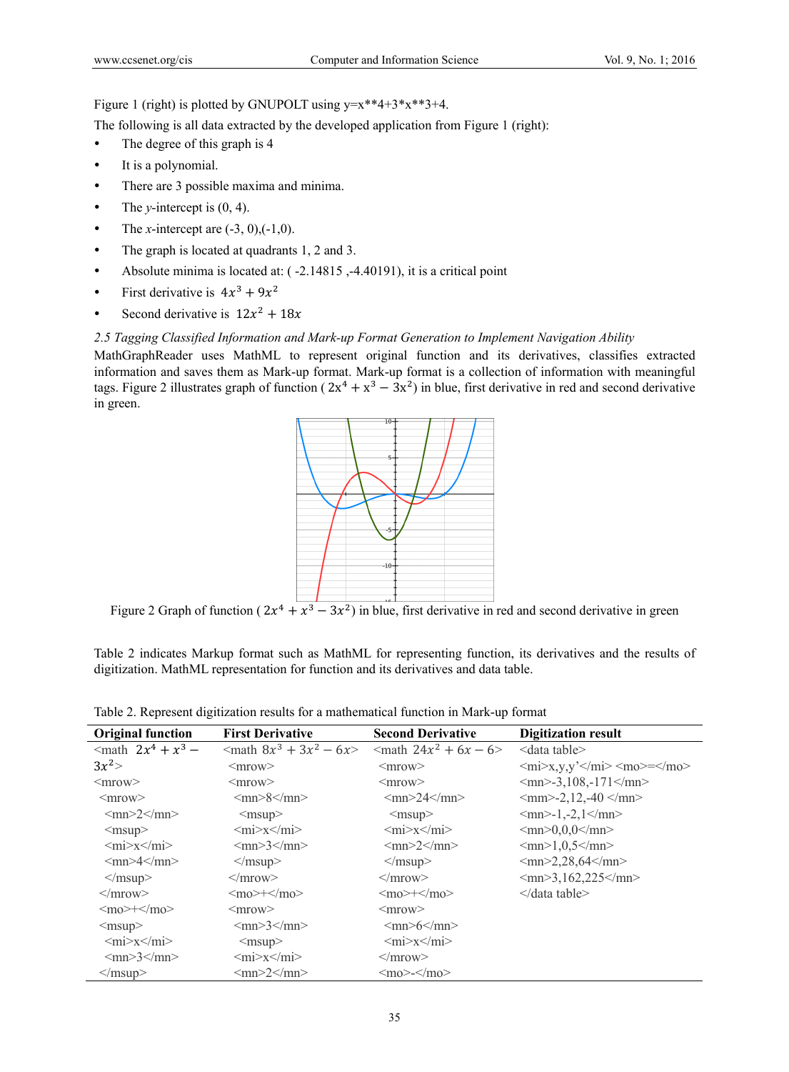Figure 1 (right) is plotted by GNUPOLT using y=x**4+3*x**3+4.

The following is all data extracted by the developed application from Figure 1 (right):

- The degree of this graph is 4
- It is a polynomial.
- There are 3 possible maxima and minima.
- The *y*-intercept is (0, 4).
- The *x*-intercept are (-3, 0),(-1,0).
- The graph is located at quadrants 1, 2 and 3.
- Absolute minima is located at: ( -2.14815 ,-4.40191), it is a critical point
- First derivative is $4x^3 + 9x^2$
- Second derivative is $12x^2 + 18x$

*2.5 Tagging Classified Information and Mark-up Format Generation to Implement Navigation Ability*

MathGraphReader uses MathML to represent original function and its derivatives, classifies extracted information and saves them as Mark-up format. Mark-up format is a collection of information with meaningful tags. Figure 2 illustrates graph of function ( $2x^4 + x^3 - 3x^2$) in blue, first derivative in red and second derivative in green.

10
5
-5
-10

Figure 2 Graph of function ( $2x^4 + x^3 - 3x^2$) in blue, first derivative in red and second derivative in green

Table 2 indicates Markup format such as MathML for representing function, its derivatives and the results of digitization. MathML representation for function and its derivatives and data table.

Table 2. Represent digitization results for a mathematical function in Mark-up format

| Original function | First Derivative | Second Derivative | Digitization result |
|---|---|---|---|
| <math $2x^4 + x^3 - 3x^2$> | <math $8x^3 + 3x^2 - 6x$> | <math $24x^2 + 6x - 6$> | <data table> |
| <mrow> | <mrow> | <mrow> | <mi>x,y,y'</mi> <mo>=</mo> |
| <mrow> | <mrow> | <mrow> | <mn>-3,108,-171</mn> |
| <mn>2</mn> | <mn>8</mn> | <mn>24</mn> | <mm>-2,12,-40 </mn> |
| <msup> | <msup> | <msup> | <mn>-1,-2,1</mn> |
| <mi>x</mi> | <mi>x</mi> | <mi>x</mi> | <mn>0,0,0</mn> |
| <mn>4</mn> | <mn>3</mn> | <mn>2</mn> | <mn>1,0,5</mn> |
| </msup> | </msup> | </msup> | <mn>2,28,64</mn> |
| </mrow> | </mrow> | </mrow> | <mn>3,162,225</mn> |
| <mo>+</mo> | <mo>+</mo> | <mo>+</mo> | </data table> |
| <msup> | <mrow> | <mrow> | |
| <mi>x</mi> | <mn>3</mn> | <mn>6</mn> | |
| <mn>3</mn> | <msup> | <mi>x</mi> | |
| </msup> | <mi>x</mi> | </mrow> | |
| | <mn>2</mn> | <mo>-</mo> | |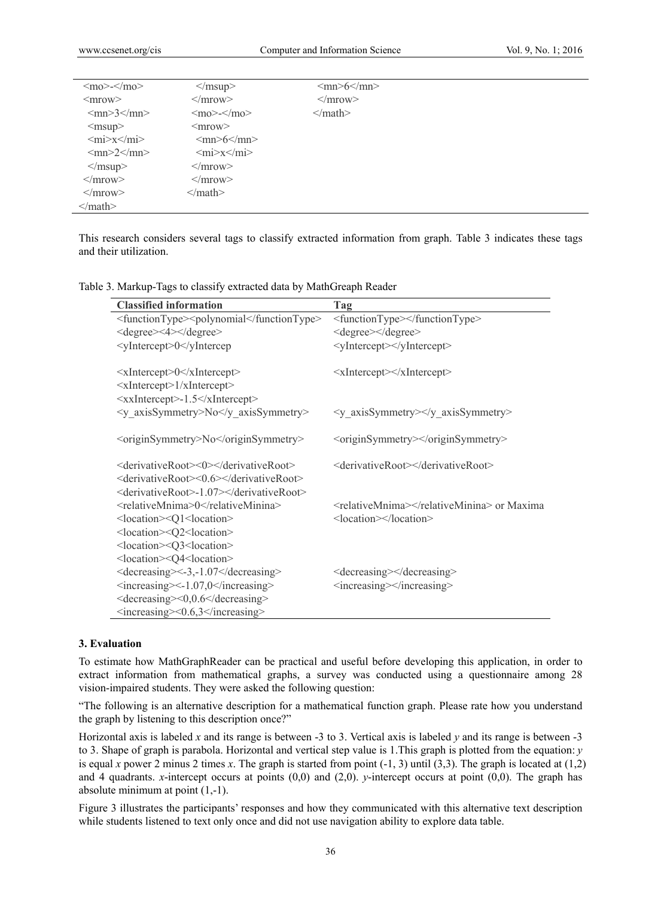```
<mo>-</mo>
<mrow>
  <mn>3</mn>
  <msup>
    <mi>x</mi>
    <mn>2</mn>
  </msup>
 </mrow>
 </mrow>
</math>
```

```
</msup>
</mrow>
<mo>-</mo>
<mrow>
  <mn>6</mn>
  <mi>x</mi>
</mrow>
</mrow>
</math>
```

```
<mn>6</mn>
</mrow>
</math>
```

This research considers several tags to classify extracted information from graph. Table 3 indicates these tags and their utilization.

Table 3. Markup-Tags to classify extracted data by MathGreaph Reader

| Classified information | Tag |
|---|---|
| <functionType><polynomial</functionType> | <functionType></functionType> |
| <degree><4</degree> | <degree></degree> |
| <yIntercept>0</yIntercep | <yIntercept></yIntercept> |
| <xIntercept>0</xIntercept><br><xIntercept>1/xIntercept><br><xxIntercept>-1.5</xIntercept> | <xIntercept></xIntercept> |
| <y_axisSymmetry>No</y_axisSymmetry> | <y_axisSymmetry></y_axisSymmetry> |
| <originSymmetry>No</originSymmetry> | <originSymmetry></originSymmetry> |
| <derivativeRoot><0></derivativeRoot><br><derivativeRoot><0.6></derivativeRoot><br><derivativeRoot>-1.07></derivativeRoot> | <derivativeRoot></derivativeRoot> |
| <relativeMnima>0</relativeMinina><br><location><Q1<location><br><location><Q2<location><br><location><Q3<location><br><location><Q4<location> | <relativeMnima></relativeMinina> or Maxima<br><location></location> |
| <decreasing><-3,-1.07</decreasing><br><increasing><-1.07,0</increasing><br><decreasing><0,0.6</decreasing><br><increasing><0.6,3</increasing> | <decreasing></decreasing><br><increasing></increasing> |

### 3. Evaluation

To estimate how MathGraphReader can be practical and useful before developing this application, in order to extract information from mathematical graphs, a survey was conducted using a questionnaire among 28 vision-impaired students. They were asked the following question:

"The following is an alternative description for a mathematical function graph. Please rate how you understand the graph by listening to this description once?"

Horizontal axis is labeled *x* and its range is between -3 to 3. Vertical axis is labeled *y* and its range is between -3 to 3. Shape of graph is parabola. Horizontal and vertical step value is 1.This graph is plotted from the equation: *y* is equal *x* power 2 minus 2 times *x*. The graph is started from point (-1, 3) until (3,3). The graph is located at (1,2) and 4 quadrants. *x*-intercept occurs at points (0,0) and (2,0). *y*-intercept occurs at point (0,0). The graph has absolute minimum at point (1,-1).

Figure 3 illustrates the participants' responses and how they communicated with this alternative text description while students listened to text only once and did not use navigation ability to explore data table.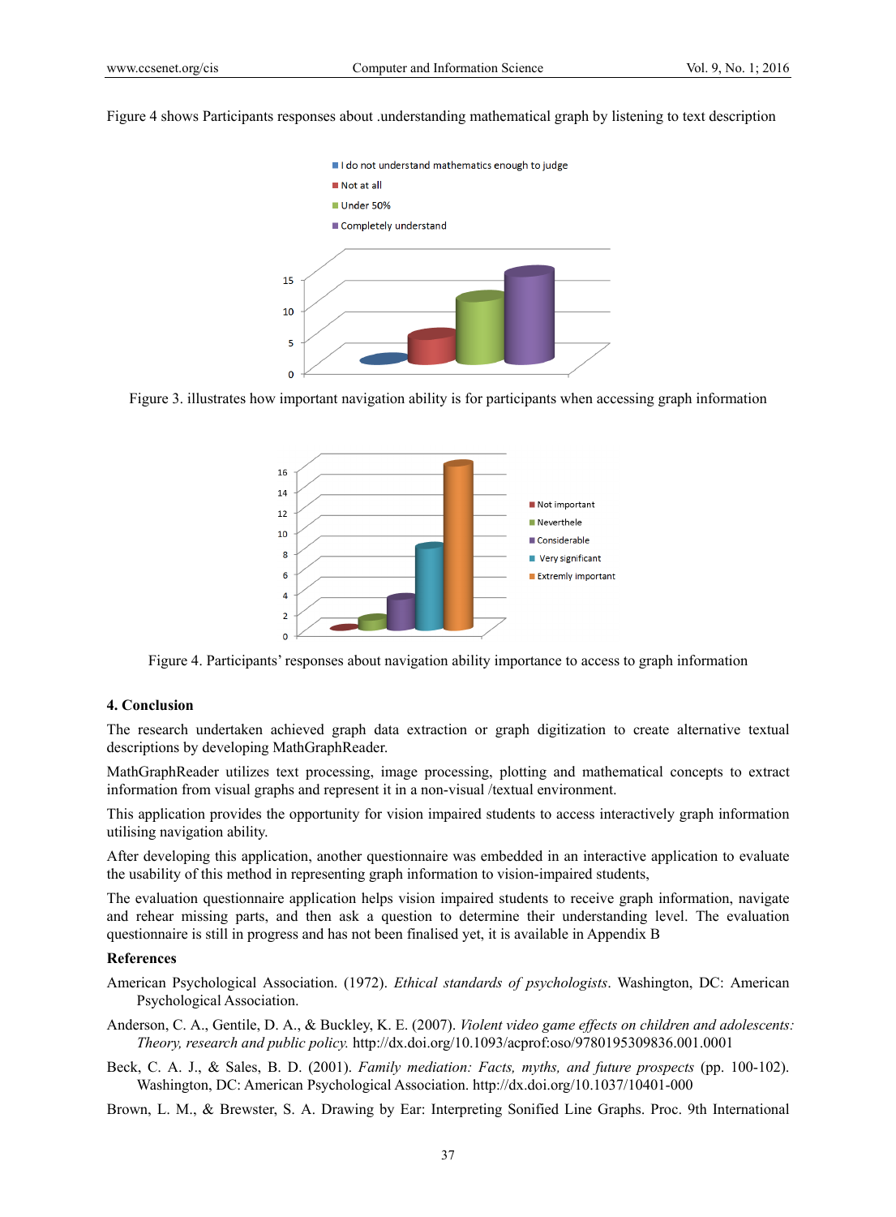Figure 4 shows Participants responses about .understanding mathematical graph by listening to text description

I do not understand mathematics enough to judge
Not at all
Under 50%
Completely understand

15
10
5
0

Figure 3. illustrates how important navigation ability is for participants when accessing graph information

16
14
12
10
8
6
4
2
0

Not important
Neverthele
Considerable
Very significant
Extremly important

Figure 4. Participants' responses about navigation ability importance to access to graph information

## 4. Conclusion

The research undertaken achieved graph data extraction or graph digitization to create alternative textual descriptions by developing MathGraphReader.

MathGraphReader utilizes text processing, image processing, plotting and mathematical concepts to extract information from visual graphs and represent it in a non-visual /textual environment.

This application provides the opportunity for vision impaired students to access interactively graph information utilising navigation ability.

After developing this application, another questionnaire was embedded in an interactive application to evaluate the usability of this method in representing graph information to vision-impaired students,

The evaluation questionnaire application helps vision impaired students to receive graph information, navigate and rehear missing parts, and then ask a question to determine their understanding level. The evaluation questionnaire is still in progress and has not been finalised yet, it is available in Appendix B

## References

American Psychological Association. (1972). *Ethical standards of psychologists*. Washington, DC: American Psychological Association.

Anderson, C. A., Gentile, D. A., & Buckley, K. E. (2007). *Violent video game effects on children and adolescents: Theory, research and public policy.* http://dx.doi.org/10.1093/acprof:oso/9780195309836.001.0001

Beck, C. A. J., & Sales, B. D. (2001). *Family mediation: Facts, myths, and future prospects* (pp. 100-102). Washington, DC: American Psychological Association. http://dx.doi.org/10.1037/10401-000

Brown, L. M., & Brewster, S. A. Drawing by Ear: Interpreting Sonified Line Graphs. Proc. 9th International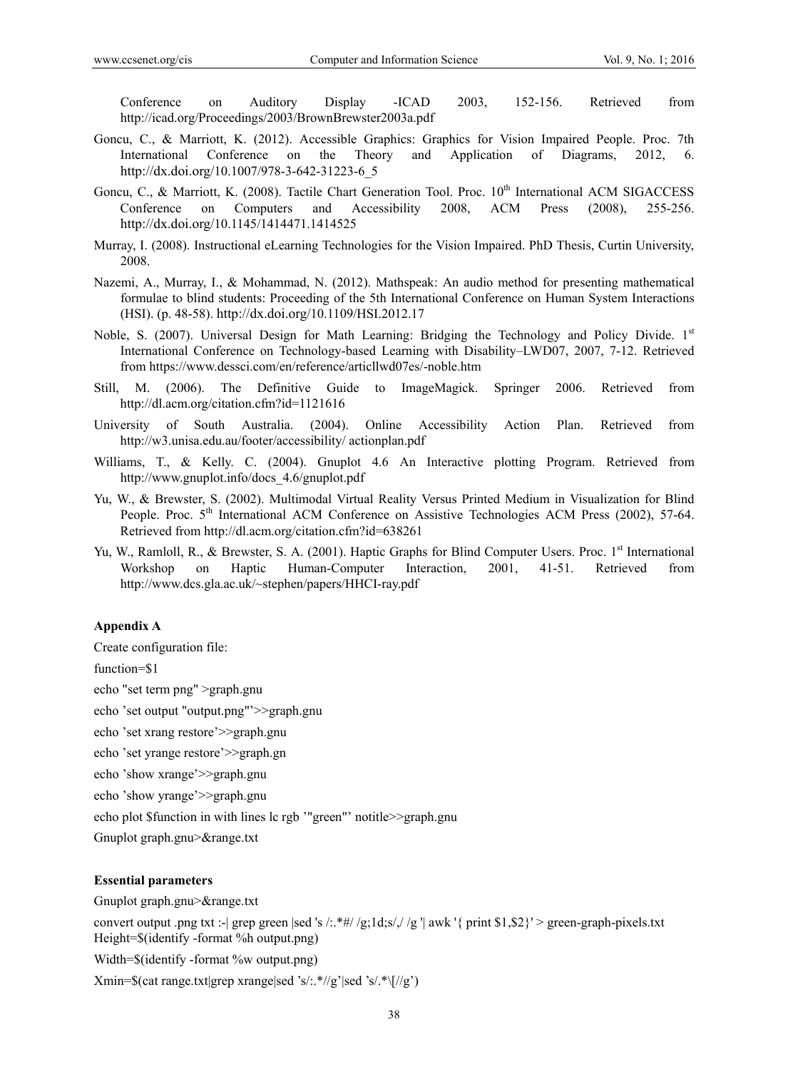Conference on Auditory Display -ICAD 2003, 152-156. Retrieved from http://icad.org/Proceedings/2003/BrownBrewster2003a.pdf

Goncu, C., & Marriott, K. (2012). Accessible Graphics: Graphics for Vision Impaired People. Proc. 7th International Conference on the Theory and Application of Diagrams, 2012, 6. http://dx.doi.org/10.1007/978-3-642-31223-6_5

Goncu, C., & Marriott, K. (2008). Tactile Chart Generation Tool. Proc. 10th International ACM SIGACCESS Conference on Computers and Accessibility 2008, ACM Press (2008), 255-256. http://dx.doi.org/10.1145/1414471.1414525

Murray, I. (2008). Instructional eLearning Technologies for the Vision Impaired. PhD Thesis, Curtin University, 2008.

Nazemi, A., Murray, I., & Mohammad, N. (2012). Mathspeak: An audio method for presenting mathematical formulae to blind students: Proceeding of the 5th International Conference on Human System Interactions (HSI). (p. 48-58). http://dx.doi.org/10.1109/HSI.2012.17

Noble, S. (2007). Universal Design for Math Learning: Bridging the Technology and Policy Divide. 1st International Conference on Technology-based Learning with Disability–LWD07, 2007, 7-12. Retrieved from https://www.dessci.com/en/reference/articllwd07es/-noble.htm

Still, M. (2006). The Definitive Guide to ImageMagick. Springer 2006. Retrieved from http://dl.acm.org/citation.cfm?id=1121616

University of South Australia. (2004). Online Accessibility Action Plan. Retrieved from http://w3.unisa.edu.au/footer/accessibility/ actionplan.pdf

Williams, T., & Kelly. C. (2004). Gnuplot 4.6 An Interactive plotting Program. Retrieved from http://www.gnuplot.info/docs_4.6/gnuplot.pdf

Yu, W., & Brewster, S. (2002). Multimodal Virtual Reality Versus Printed Medium in Visualization for Blind People. Proc. 5th International ACM Conference on Assistive Technologies ACM Press (2002), 57-64. Retrieved from http://dl.acm.org/citation.cfm?id=638261

Yu, W., Ramloll, R., & Brewster, S. A. (2001). Haptic Graphs for Blind Computer Users. Proc. 1st International Workshop on Haptic Human-Computer Interaction, 2001, 41-51. Retrieved from http://www.dcs.gla.ac.uk/~stephen/papers/HHCI-ray.pdf

**Appendix A**

Create configuration file:

```
function=$1

echo "set term png" >graph.gnu

echo 'set output "output.png"'>>graph.gnu

echo 'set xrang restore'>>graph.gnu

echo 'set yrange restore'>>graph.gn

echo 'show xrange'>>graph.gnu

echo 'show yrange'>>graph.gnu

echo plot $function in with lines lc rgb '"green"' notitle>>graph.gnu

Gnuplot graph.gnu>&range.txt
```

**Essential parameters**

```
Gnuplot graph.gnu>&range.txt

convert output .png txt :-| grep green |sed 's /:.*#/ /g;1d;s/,/ /g '| awk '{ print $1,$2}' > green-graph-pixels.txt
Height=$(identify -format %h output.png)

Width=$(identify -format %w output.png)

Xmin=$(cat range.txt|grep xrange|sed 's/:.*//g'|sed 's/.*\[//g')
```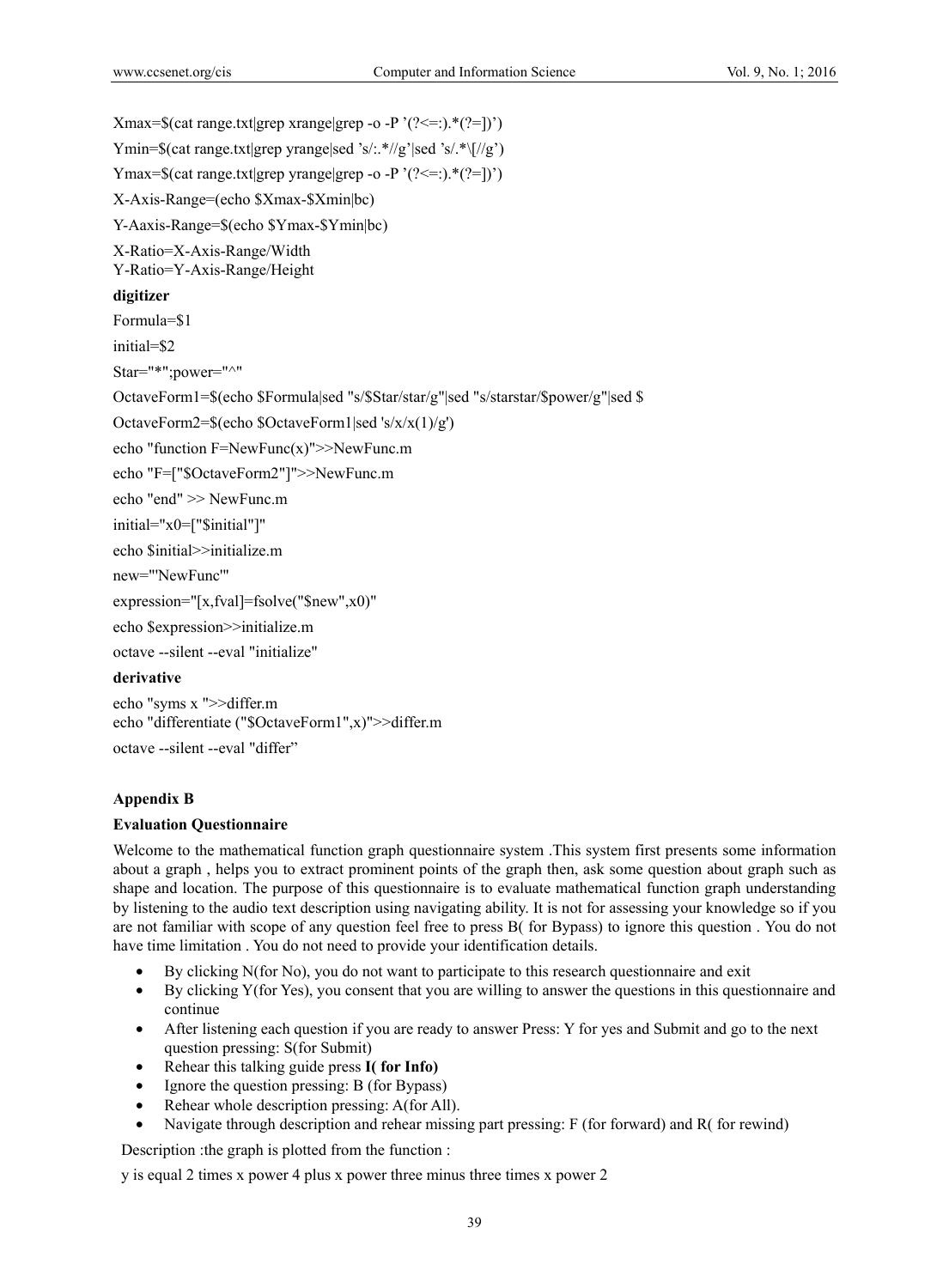```
Xmax=$(cat range.txt|grep xrange|grep -o -P '(?<=:).*(?=])')
Ymin=$(cat range.txt|grep yrange|sed 's/:.*//g'|sed 's/.*\[//g')
Ymax=$(cat range.txt|grep yrange|grep -o -P '(?<=:).*(?=])')
X-Axis-Range=(echo $Xmax-$Xmin|bc)
Y-Aaxis-Range=$(echo $Ymax-$Ymin|bc)
X-Ratio=X-Axis-Range/Width
Y-Ratio=Y-Axis-Range/Height
```

**digitizer**

```
Formula=$1
initial=$2
Star="*";power="^"
OctaveForm1=$(echo $Formula|sed "s/$Star/star/g"|sed "s/starstar/$power/g"|sed $
OctaveForm2=$(echo $OctaveForm1|sed 's/x/x(1)/g')
echo "function F=NewFunc(x)">>NewFunc.m
echo "F=["$OctaveForm2"]">>NewFunc.m
echo "end" >> NewFunc.m
initial="x0=["$initial"]"
echo $initial>>initialize.m
new="'NewFunc'"
expression="[x,fval]=fsolve("$new",x0)"
echo $expression>>initialize.m
octave --silent --eval "initialize"
```

**derivative**

```
echo "syms x ">>differ.m
echo "differentiate ("$OctaveForm1",x)">>differ.m
octave --silent --eval "differ"
```

## Appendix B

### Evaluation Questionnaire

Welcome to the mathematical function graph questionnaire system .This system first presents some information about a graph , helps you to extract prominent points of the graph then, ask some question about graph such as shape and location. The purpose of this questionnaire is to evaluate mathematical function graph understanding by listening to the audio text description using navigating ability. It is not for assessing your knowledge so if you are not familiar with scope of any question feel free to press B( for Bypass) to ignore this question . You do not have time limitation . You do not need to provide your identification details.

- By clicking N(for No), you do not want to participate to this research questionnaire and exit
- By clicking Y(for Yes), you consent that you are willing to answer the questions in this questionnaire and continue
- After listening each question if you are ready to answer Press: Y for yes and Submit and go to the next question pressing: S(for Submit)
- Rehear this talking guide press **I( for Info)**
- Ignore the question pressing: B (for Bypass)
- Rehear whole description pressing: A(for All).
- Navigate through description and rehear missing part pressing: F (for forward) and R( for rewind)

Description :the graph is plotted from the function :

y is equal 2 times x power 4 plus x power three minus three times x power 2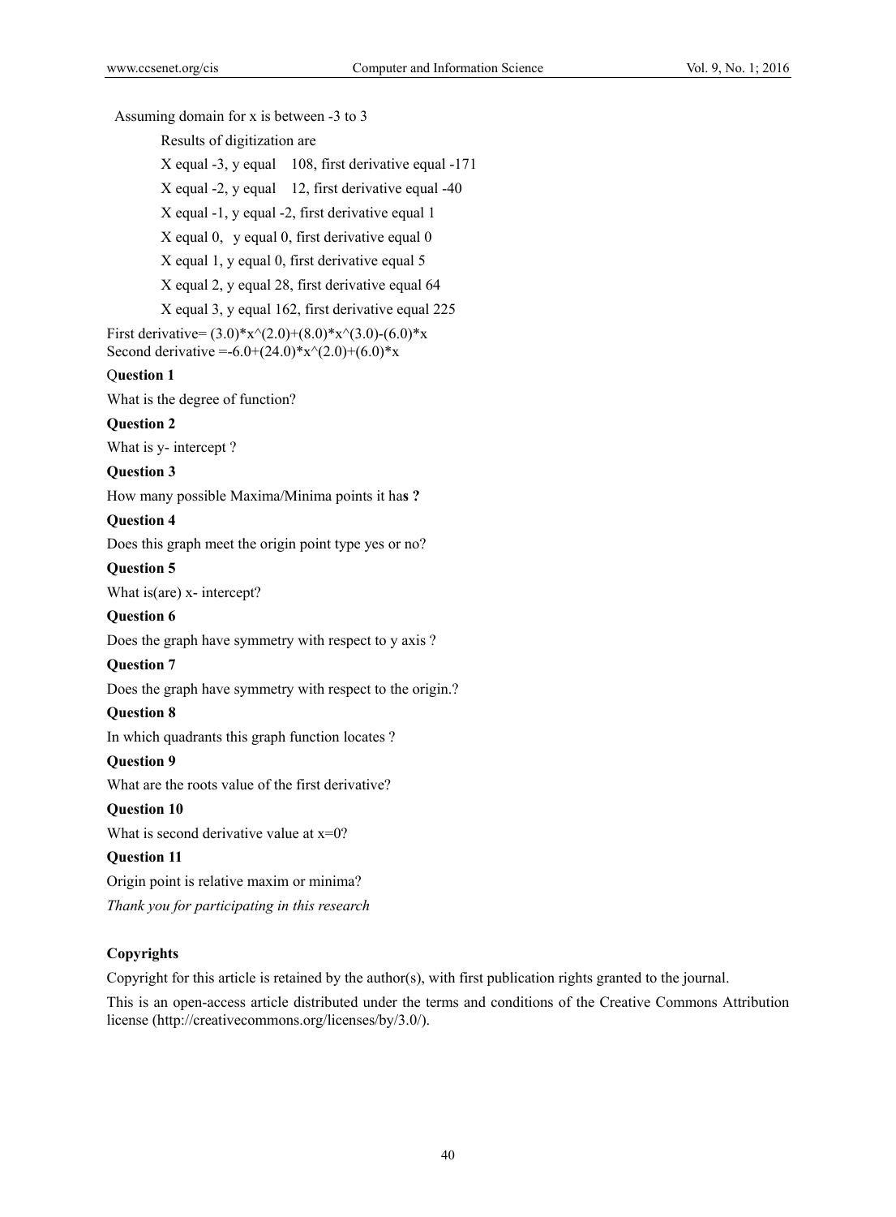Assuming domain for x is between -3 to 3

Results of digitization are

X equal -3, y equal 108, first derivative equal -171

X equal -2, y equal 12, first derivative equal -40

X equal -1, y equal -2, first derivative equal 1

X equal 0, y equal 0, first derivative equal 0

X equal 1, y equal 0, first derivative equal 5

X equal 2, y equal 28, first derivative equal 64

X equal 3, y equal 162, first derivative equal 225

First derivative= (3.0)*x^(2.0)+(8.0)*x^(3.0)-(6.0)*x
Second derivative =-6.0+(24.0)*x^(2.0)+(6.0)*x

**Question 1**

What is the degree of function?

**Question 2**

What is y- intercept ?

**Question 3**

How many possible Maxima/Minima points it has **?**

**Question 4**

Does this graph meet the origin point type yes or no?

**Question 5**

What is(are) x- intercept?

**Question 6**

Does the graph have symmetry with respect to y axis ?

**Question 7**

Does the graph have symmetry with respect to the origin.?

**Question 8**

In which quadrants this graph function locates ?

**Question 9**

What are the roots value of the first derivative?

**Question 10**

What is second derivative value at x=0?

**Question 11**

Origin point is relative maxim or minima?

*Thank you for participating in this research*

**Copyrights**

Copyright for this article is retained by the author(s), with first publication rights granted to the journal.

This is an open-access article distributed under the terms and conditions of the Creative Commons Attribution license (http://creativecommons.org/licenses/by/3.0/).